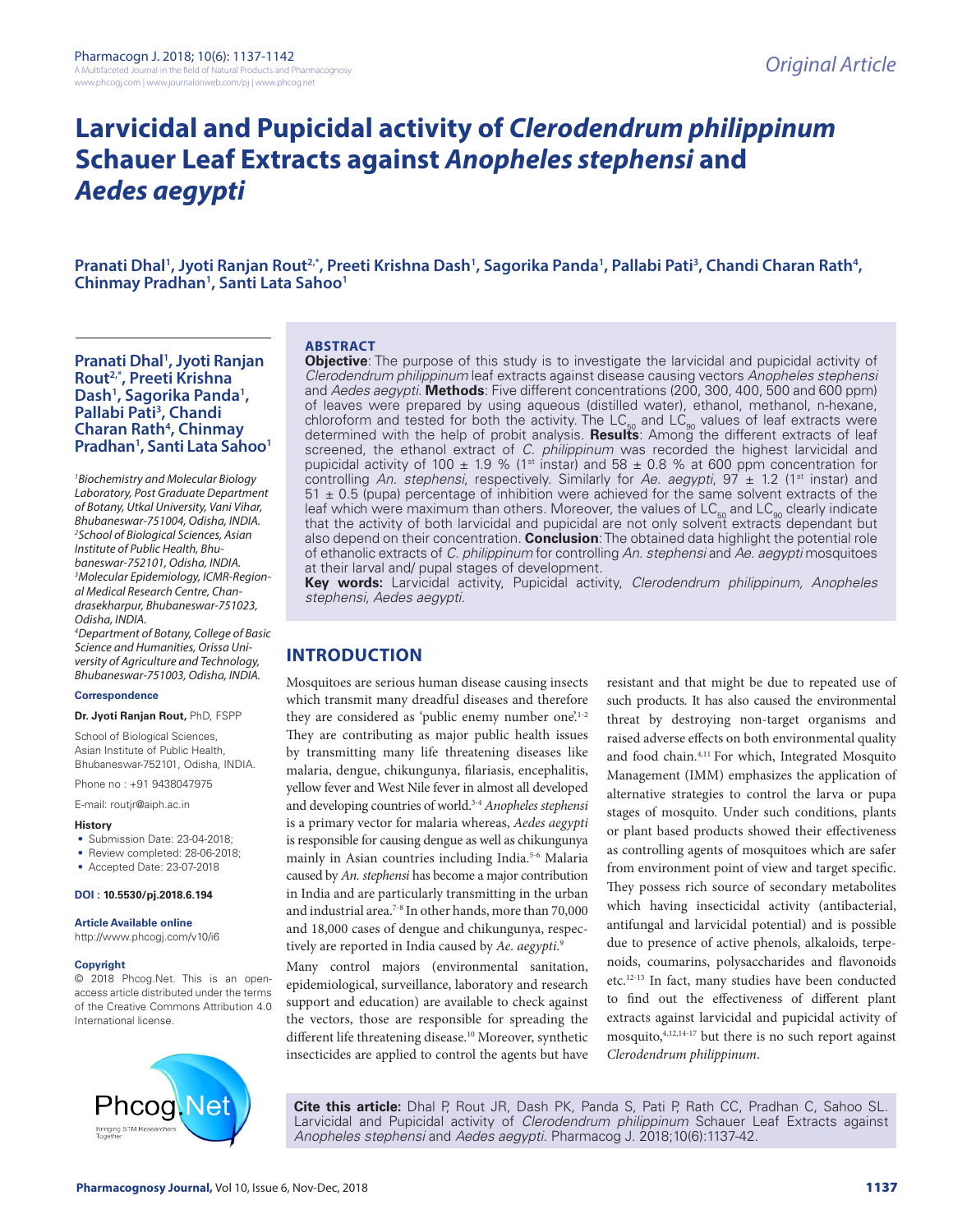*Original Article*

# Larvicidal and Pupicidal activity of *Clerodendrum philippinum* Schauer Leaf Extracts against *Anopheles stephensi* and *Aedes aegypti*

**Pranati Dhal[1], Jyoti Ranjan Rout[2,*], Preeti Krishna Dash[1], Sagorika Panda[1], Pallabi Pati[3], Chandi Charan Rath[4], Chinmay Pradhan[1], Santi Lata Sahoo[1]**

[1]*Biochemistry and Molecular Biology Laboratory, Post Graduate Department of Botany, Utkal University, Vani Vihar, Bhubaneswar-751004, Odisha, INDIA.*
[2]*School of Biological Sciences, Asian Institute of Public Health, Bhubaneswar-752101, Odisha, INDIA.*
[3]*Molecular Epidemiology, ICMR-Regional Medical Research Centre, Chandrasekharpur, Bhubaneswar-751023, Odisha, INDIA.*
[4]*Department of Botany, College of Basic Science and Humanities, Orissa University of Agriculture and Technology, Bhubaneswar-751003, Odisha, INDIA.*

**Correspondence**

**Dr. Jyoti Ranjan Rout,** PhD, FSPP

School of Biological Sciences, Asian Institute of Public Health, Bhubaneswar-752101, Odisha, INDIA.

Phone no : +91 9438047975

E-mail: routjr@aiph.ac.in

**History**

- Submission Date: 23-04-2018;
- Review completed: 28-06-2018;
- Accepted Date: 23-07-2018

**DOI : 10.5530/pj.2018.6.194**

**Article Available online**

http://www.phcogj.com/v10/i6

**Copyright**

© 2018 Phcog.Net. This is an open-access article distributed under the terms of the Creative Commons Attribution 4.0 International license.

## ABSTRACT

**Objective**: The purpose of this study is to investigate the larvicidal and pupicidal activity of *Clerodendrum philippinum* leaf extracts against disease causing vectors *Anopheles stephensi* and *Aedes aegypti*. **Methods**: Five different concentrations (200, 300, 400, 500 and 600 ppm) of leaves were prepared by using aqueous (distilled water), ethanol, methanol, n-hexane, chloroform and tested for both the activity. The $LC_{50}$ and $LC_{90}$ values of leaf extracts were determined with the help of probit analysis. **Results**: Among the different extracts of leaf screened, the ethanol extract of *C. philippinum* was recorded the highest larvicidal and pupicidal activity of 100 ± 1.9 % (1st instar) and 58 ± 0.8 % at 600 ppm concentration for controlling *An. stephensi*, respectively. Similarly for *Ae. aegypti*, 97 ± 1.2 (1st instar) and 51 ± 0.5 (pupa) percentage of inhibition were achieved for the same solvent extracts of the leaf which were maximum than others. Moreover, the values of $LC_{50}$ and $LC_{90}$ clearly indicate that the activity of both larvicidal and pupicidal are not only solvent extracts dependant but also depend on their concentration. **Conclusion**: The obtained data highlight the potential role of ethanolic extracts of *C. philippinum* for controlling *An. stephensi* and *Ae. aegypti* mosquitoes at their larval and/ pupal stages of development.

**Key words:** Larvicidal activity, Pupicidal activity, *Clerodendrum philippinum, Anopheles stephensi*, *Aedes aegypti*.

## INTRODUCTION

Mosquitoes are serious human disease causing insects which transmit many dreadful diseases and therefore they are considered as 'public enemy number one'.[1-2] They are contributing as major public health issues by transmitting many life threatening diseases like malaria, dengue, chikungunya, filariasis, encephalitis, yellow fever and West Nile fever in almost all developed and developing countries of world.[3-4] *Anopheles stephensi* is a primary vector for malaria whereas, *Aedes aegypti* is responsible for causing dengue as well as chikungunya mainly in Asian countries including India.[5-6] Malaria caused by *An. stephensi* has become a major contribution in India and are particularly transmitting in the urban and industrial area.[7-8] In other hands, more than 70,000 and 18,000 cases of dengue and chikungunya, respectively are reported in India caused by *Ae. aegypti*.[9]

Many control majors (environmental sanitation, epidemiological, surveillance, laboratory and research support and education) are available to check against the vectors, those are responsible for spreading the different life threatening disease.[10] Moreover, synthetic insecticides are applied to control the agents but have resistant and that might be due to repeated use of such products. It has also caused the environmental threat by destroying non-target organisms and raised adverse effects on both environmental quality and food chain.[4,11] For which, Integrated Mosquito Management (IMM) emphasizes the application of alternative strategies to control the larva or pupa stages of mosquito. Under such conditions, plants or plant based products showed their effectiveness as controlling agents of mosquitoes which are safer from environment point of view and target specific. They possess rich source of secondary metabolites which having insecticidal activity (antibacterial, antifungal and larvicidal potential) and is possible due to presence of active phenols, alkaloids, terpenoids, coumarins, polysaccharides and flavonoids etc.[12-13] In fact, many studies have been conducted to find out the effectiveness of different plant extracts against larvicidal and pupicidal activity of mosquito,[4,12,14-17] but there is no such report against *Clerodendrum philippinum*.

**Cite this article:** Dhal P, Rout JR, Dash PK, Panda S, Pati P, Rath CC, Pradhan C, Sahoo SL. Larvicidal and Pupicidal activity of *Clerodendrum philippinum* Schauer Leaf Extracts against *Anopheles stephensi* and *Aedes aegypti*. Pharmacog J. 2018;10(6):1137-42.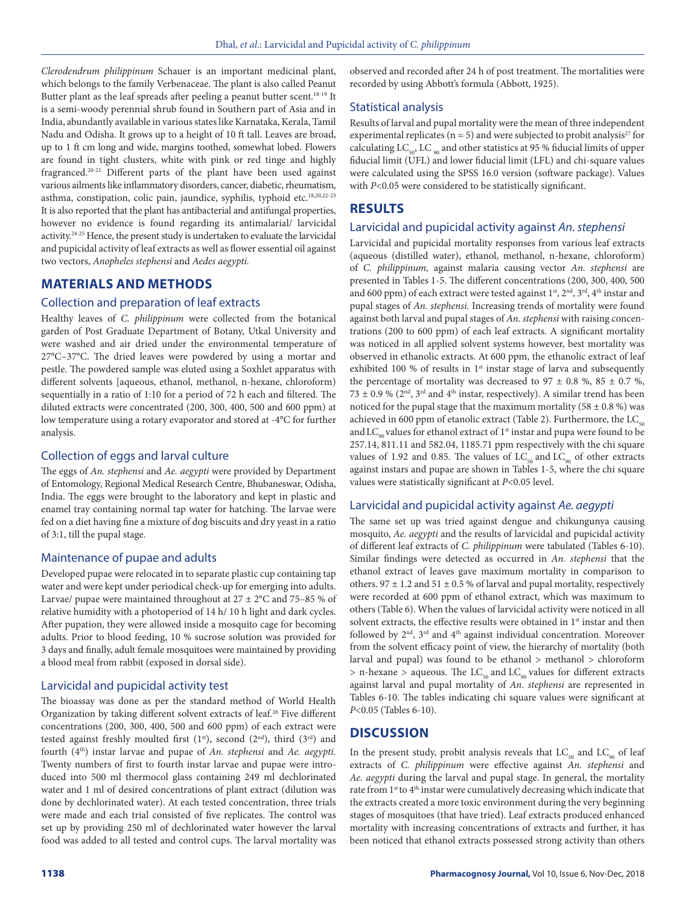*Clerodendrum philippinum* Schauer is an important medicinal plant, which belongs to the family Verbenaceae. The plant is also called Peanut Butter plant as the leaf spreads after peeling a peanut butter scent.[18-19] It is a semi-woody perennial shrub found in Southern part of Asia and in India, abundantly available in various states like Karnataka, Kerala, Tamil Nadu and Odisha. It grows up to a height of 10 ft tall. Leaves are broad, up to 1 ft cm long and wide, margins toothed, somewhat lobed. Flowers are found in tight clusters, white with pink or red tinge and highly fragranced.[20-21] Different parts of the plant have been used against various ailments like inflammatory disorders, cancer, diabetic, rheumatism, asthma, constipation, colic pain, jaundice, syphilis, typhoid etc.[18,20,22-23] It is also reported that the plant has antibacterial and antifungal properties, however no evidence is found regarding its antimalarial/ larvicidal activity.[24-25] Hence, the present study is undertaken to evaluate the larvicidal and pupicidal activity of leaf extracts as well as flower essential oil against two vectors, *Anopheles stephensi* and *Aedes aegypti*.

## MATERIALS AND METHODS

### Collection and preparation of leaf extracts

Healthy leaves of *C. philippinum* were collected from the botanical garden of Post Graduate Department of Botany, Utkal University and were washed and air dried under the environmental temperature of 27°C–37°C. The dried leaves were powdered by using a mortar and pestle. The powdered sample was eluted using a Soxhlet apparatus with different solvents [aqueous, ethanol, methanol, n-hexane, chloroform) sequentially in a ratio of 1:10 for a period of 72 h each and filtered. The diluted extracts were concentrated (200, 300, 400, 500 and 600 ppm) at low temperature using a rotary evaporator and stored at -4°C for further analysis.

### Collection of eggs and larval culture

The eggs of *An. stephensi* and *Ae. aegypti* were provided by Department of Entomology, Regional Medical Research Centre, Bhubaneswar, Odisha, India. The eggs were brought to the laboratory and kept in plastic and enamel tray containing normal tap water for hatching. The larvae were fed on a diet having fine a mixture of dog biscuits and dry yeast in a ratio of 3:1, till the pupal stage.

### Maintenance of pupae and adults

Developed pupae were relocated in to separate plastic cup containing tap water and were kept under periodical check-up for emerging into adults. Larvae/ pupae were maintained throughout at 27 ± 2°C and 75–85 % of relative humidity with a photoperiod of 14 h/ 10 h light and dark cycles. After pupation, they were allowed inside a mosquito cage for becoming adults. Prior to blood feeding, 10 % sucrose solution was provided for 3 days and finally, adult female mosquitoes were maintained by providing a blood meal from rabbit (exposed in dorsal side).

### Larvicidal and pupicidal activity test

The bioassay was done as per the standard method of World Health Organization by taking different solvent extracts of leaf.[26] Five different concentrations (200, 300, 400, 500 and 600 ppm) of each extract were tested against freshly moulted first (1st), second (2nd), third (3rd) and fourth (4th) instar larvae and pupae of *An. stephensi* and *Ae. aegypti.* Twenty numbers of first to fourth instar larvae and pupae were introduced into 500 ml thermocol glass containing 249 ml dechlorinated water and 1 ml of desired concentrations of plant extract (dilution was done by dechlorinated water). At each tested concentration, three trials were made and each trial consisted of five replicates. The control was set up by providing 250 ml of dechlorinated water however the larval food was added to all tested and control cups. The larval mortality was observed and recorded after 24 h of post treatment. The mortalities were recorded by using Abbott's formula (Abbott, 1925).

### Statistical analysis

Results of larval and pupal mortality were the mean of three independent experimental replicates (n = 5) and were subjected to probit analysis[27] for calculating $LC_{50}$, $LC_{90}$ and other statistics at 95 % fiducial limits of upper fiducial limit (UFL) and lower fiducial limit (LFL) and chi-square values were calculated using the SPSS 16.0 version (software package). Values with $P$<0.05 were considered to be statistically significant.

## RESULTS

### Larvicidal and pupicidal activity against *An. stephensi*

Larvicidal and pupicidal mortality responses from various leaf extracts (aqueous (distilled water), ethanol, methanol, n-hexane, chloroform) of *C. philippinum,* against malaria causing vector *An. stephensi* are presented in Tables 1-5. The different concentrations (200, 300, 400, 500 and 600 ppm) of each extract were tested against 1st, 2nd, 3rd, 4th instar and pupal stages of *An. stephensi.* Increasing trends of mortality were found against both larval and pupal stages of *An. stephensi* with raising concentrations (200 to 600 ppm) of each leaf extracts. A significant mortality was noticed in all applied solvent systems however, best mortality was observed in ethanolic extracts. At 600 ppm, the ethanolic extract of leaf exhibited 100 % of results in 1st instar stage of larva and subsequently the percentage of mortality was decreased to 97 ± 0.8 %, 85 ± 0.7 %, 73 ± 0.9 % (2nd, 3rd and 4th instar, respectively). A similar trend has been noticed for the pupal stage that the maximum mortality (58 ± 0.8 %) was achieved in 600 ppm of etanolic extract (Table 2). Furthermore, the $LC_{50}$ and $LC_{90}$ values for ethanol extract of 1st instar and pupa were found to be 257.14, 811.11 and 582.04, 1185.71 ppm respectively with the chi square values of 1.92 and 0.85. The values of $LC_{50}$ and $LC_{90}$ of other extracts against instars and pupae are shown in Tables 1-5, where the chi square values were statistically significant at $P$<0.05 level.

### Larvicidal and pupicidal activity against *Ae. aegypti*

The same set up was tried against dengue and chikungunya causing mosquito, *Ae. aegypti* and the results of larvicidal and pupicidal activity of different leaf extracts of *C. philippinum* were tabulated (Tables 6-10). Similar findings were detected as occurred in *An. stephensi* that the ethanol extract of leaves gave maximum mortality in comparison to others. 97 ± 1.2 and 51 ± 0.5 % of larval and pupal mortality, respectively were recorded at 600 ppm of ethanol extract, which was maximum to others (Table 6). When the values of larvicidal activity were noticed in all solvent extracts, the effective results were obtained in 1st instar and then followed by 2nd, 3rd and 4th against individual concentration. Moreover from the solvent efficacy point of view, the hierarchy of mortality (both larval and pupal) was found to be ethanol > methanol > chloroform > n-hexane > aqueous. The $LC_{50}$ and $LC_{90}$ values for different extracts against larval and pupal mortality of *An. stephensi* are represented in Tables 6-10. The tables indicating chi square values were significant at $P$<0.05 (Tables 6-10).

## DISCUSSION

In the present study, probit analysis reveals that $LC_{50}$ and $LC_{90}$ of leaf extracts of *C. philippinum* were effective against *An. stephensi* and *Ae. aegypti* during the larval and pupal stage. In general, the mortality rate from 1st to 4th instar were cumulatively decreasing which indicate that the extracts created a more toxic environment during the very beginning stages of mosquitoes (that have tried). Leaf extracts produced enhanced mortality with increasing concentrations of extracts and further, it has been noticed that ethanol extracts possessed strong activity than others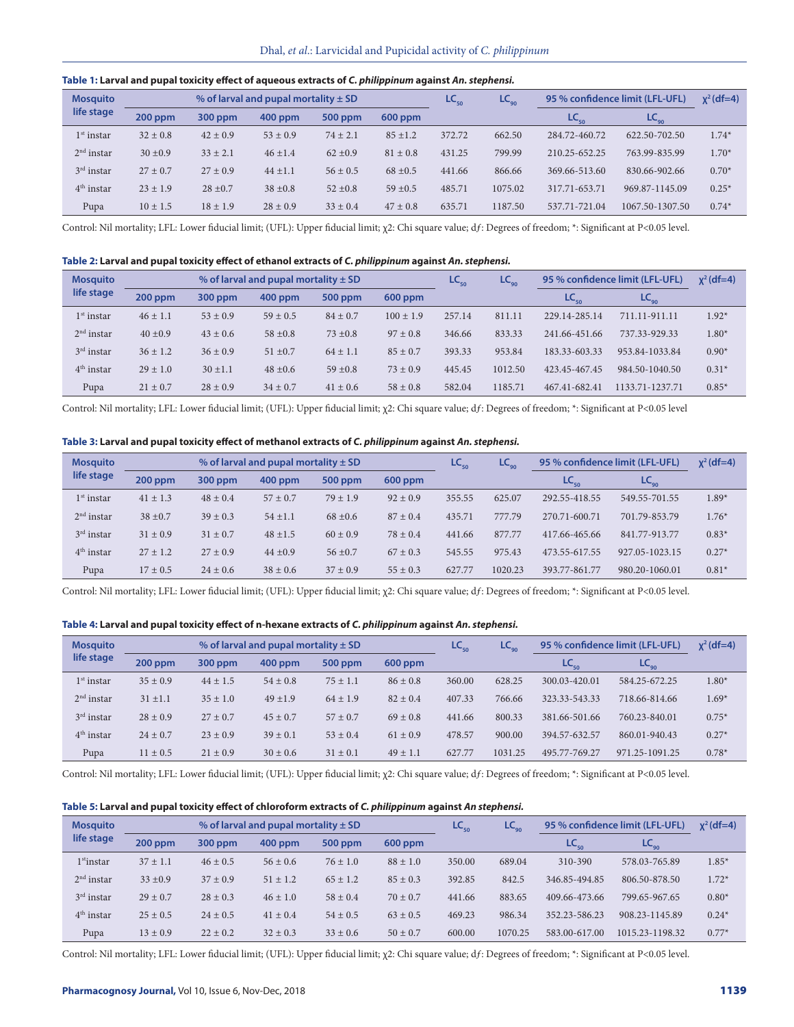**Table 1: Larval and pupal toxicity effect of aqueous extracts of *C. philippinum* against *An. stephensi*.**

| Mosquito life stage | % of larval and pupal mortality ± SD | | | | | $LC_{50}$ | $LC_{90}$ | 95 % confidence limit (LFL-UFL) | | $\chi^2$ (df=4) |
|---|---|---|---|---|---|---|---|---|---|---|
| | 200 ppm | 300 ppm | 400 ppm | 500 ppm | 600 ppm | | | $LC_{50}$ | $LC_{90}$ | |
| 1st instar | 32 ± 0.8 | 42 ± 0.9 | 53 ± 0.9 | 74 ± 2.1 | 85 ±1.2 | 372.72 | 662.50 | 284.72-460.72 | 622.50-702.50 | 1.74* |
| 2nd instar | 30 ±0.9 | 33 ± 2.1 | 46 ±1.4 | 62 ±0.9 | 81 ± 0.8 | 431.25 | 799.99 | 210.25-652.25 | 763.99-835.99 | 1.70* |
| 3rd instar | 27 ± 0.7 | 27 ± 0.9 | 44 ±1.1 | 56 ± 0.5 | 68 ±0.5 | 441.66 | 866.66 | 369.66-513.60 | 830.66-902.66 | 0.70* |
| 4th instar | 23 ± 1.9 | 28 ±0.7 | 38 ±0.8 | 52 ±0.8 | 59 ±0.5 | 485.71 | 1075.02 | 317.71-653.71 | 969.87-1145.09 | 0.25* |
| Pupa | 10 ± 1.5 | 18 ± 1.9 | 28 ± 0.9 | 33 ± 0.4 | 47 ± 0.8 | 635.71 | 1187.50 | 537.71-721.04 | 1067.50-1307.50 | 0.74* |

Control: Nil mortality; LFL: Lower fiducial limit; (UFL): Upper fiducial limit; χ2: Chi square value; d*f*: Degrees of freedom; *: Significant at P<0.05 level.

**Table 2: Larval and pupal toxicity effect of ethanol extracts of *C. philippinum* against *An. stephensi*.**

| Mosquito life stage | % of larval and pupal mortality ± SD | | | | | $LC_{50}$ | $LC_{90}$ | 95 % confidence limit (LFL-UFL) | | $\chi^2$ (df=4) |
|---|---|---|---|---|---|---|---|---|---|---|
| | 200 ppm | 300 ppm | 400 ppm | 500 ppm | 600 ppm | | | $LC_{50}$ | $LC_{90}$ | |
| 1st instar | 46 ± 1.1 | 53 ± 0.9 | 59 ± 0.5 | 84 ± 0.7 | 100 ± 1.9 | 257.14 | 811.11 | 229.14-285.14 | 711.11-911.11 | 1.92* |
| 2nd instar | 40 ±0.9 | 43 ± 0.6 | 58 ±0.8 | 73 ±0.8 | 97 ± 0.8 | 346.66 | 833.33 | 241.66-451.66 | 737.33-929.33 | 1.80* |
| 3rd instar | 36 ± 1.2 | 36 ± 0.9 | 51 ±0.7 | 64 ± 1.1 | 85 ± 0.7 | 393.33 | 953.84 | 183.33-603.33 | 953.84-1033.84 | 0.90* |
| 4th instar | 29 ± 1.0 | 30 ±1.1 | 48 ±0.6 | 59 ±0.8 | 73 ± 0.9 | 445.45 | 1012.50 | 423.45-467.45 | 984.50-1040.50 | 0.31* |
| Pupa | 21 ± 0.7 | 28 ± 0.9 | 34 ± 0.7 | 41 ± 0.6 | 58 ± 0.8 | 582.04 | 1185.71 | 467.41-682.41 | 1133.71-1237.71 | 0.85* |

Control: Nil mortality; LFL: Lower fiducial limit; (UFL): Upper fiducial limit; χ2: Chi square value; d*f*: Degrees of freedom; *: Significant at P<0.05 level

**Table 3: Larval and pupal toxicity effect of methanol extracts of *C. philippinum* against *An. stephensi*.**

| Mosquito life stage | % of larval and pupal mortality ± SD | | | | | $LC_{50}$ | $LC_{90}$ | 95 % confidence limit (LFL-UFL) | | $\chi^2$ (df=4) |
|---|---|---|---|---|---|---|---|---|---|---|
| | 200 ppm | 300 ppm | 400 ppm | 500 ppm | 600 ppm | | | $LC_{50}$ | $LC_{90}$ | |
| 1st instar | 41 ± 1.3 | 48 ± 0.4 | 57 ± 0.7 | 79 ± 1.9 | 92 ± 0.9 | 355.55 | 625.07 | 292.55-418.55 | 549.55-701.55 | 1.89* |
| 2nd instar | 38 ±0.7 | 39 ± 0.3 | 54 ±1.1 | 68 ±0.6 | 87 ± 0.4 | 435.71 | 777.79 | 270.71-600.71 | 701.79-853.79 | 1.76* |
| 3rd instar | 31 ± 0.9 | 31 ± 0.7 | 48 ±1.5 | 60 ± 0.9 | 78 ± 0.4 | 441.66 | 877.77 | 417.66-465.66 | 841.77-913.77 | 0.83* |
| 4th instar | 27 ± 1.2 | 27 ± 0.9 | 44 ±0.9 | 56 ±0.7 | 67 ± 0.3 | 545.55 | 975.43 | 473.55-617.55 | 927.05-1023.15 | 0.27* |
| Pupa | 17 ± 0.5 | 24 ± 0.6 | 38 ± 0.6 | 37 ± 0.9 | 55 ± 0.3 | 627.77 | 1020.23 | 393.77-861.77 | 980.20-1060.01 | 0.81* |

Control: Nil mortality; LFL: Lower fiducial limit; (UFL): Upper fiducial limit; χ2: Chi square value; d*f*: Degrees of freedom; *: Significant at P<0.05 level.

**Table 4: Larval and pupal toxicity effect of n-hexane extracts of *C. philippinum* against *An. stephensi*.**

| Mosquito life stage | % of larval and pupal mortality ± SD | | | | | $LC_{50}$ | $LC_{90}$ | 95 % confidence limit (LFL-UFL) | | $\chi^2$ (df=4) |
|---|---|---|---|---|---|---|---|---|---|---|
| | 200 ppm | 300 ppm | 400 ppm | 500 ppm | 600 ppm | | | $LC_{50}$ | $LC_{90}$ | |
| 1st instar | 35 ± 0.9 | 44 ± 1.5 | 54 ± 0.8 | 75 ± 1.1 | 86 ± 0.8 | 360.00 | 628.25 | 300.03-420.01 | 584.25-672.25 | 1.80* |
| 2nd instar | 31 ±1.1 | 35 ± 1.0 | 49 ±1.9 | 64 ± 1.9 | 82 ± 0.4 | 407.33 | 766.66 | 323.33-543.33 | 718.66-814.66 | 1.69* |
| 3rd instar | 28 ± 0.9 | 27 ± 0.7 | 45 ± 0.7 | 57 ± 0.7 | 69 ± 0.8 | 441.66 | 800.33 | 381.66-501.66 | 760.23-840.01 | 0.75* |
| 4th instar | 24 ± 0.7 | 23 ± 0.9 | 39 ± 0.1 | 53 ± 0.4 | 61 ± 0.9 | 478.57 | 900.00 | 394.57-632.57 | 860.01-940.43 | 0.27* |
| Pupa | 11 ± 0.5 | 21 ± 0.9 | 30 ± 0.6 | 31 ± 0.1 | 49 ± 1.1 | 627.77 | 1031.25 | 495.77-769.27 | 971.25-1091.25 | 0.78* |

Control: Nil mortality; LFL: Lower fiducial limit; (UFL): Upper fiducial limit; χ2: Chi square value; d*f*: Degrees of freedom; *: Significant at P<0.05 level.

**Table 5: Larval and pupal toxicity effect of chloroform extracts of *C. philippinum* against *An stephensi*.**

| Mosquito life stage | % of larval and pupal mortality ± SD | | | | | $LC_{50}$ | $LC_{90}$ | 95 % confidence limit (LFL-UFL) | | $\chi^2$ (df=4) |
|---|---|---|---|---|---|---|---|---|---|---|
| | 200 ppm | 300 ppm | 400 ppm | 500 ppm | 600 ppm | | | $LC_{50}$ | $LC_{90}$ | |
| 1stinstar | 37 ± 1.1 | 46 ± 0.5 | 56 ± 0.6 | 76 ± 1.0 | 88 ± 1.0 | 350.00 | 689.04 | 310-390 | 578.03-765.89 | 1.85* |
| 2nd instar | 33 ±0.9 | 37 ± 0.9 | 51 ± 1.2 | 65 ± 1.2 | 85 ± 0.3 | 392.85 | 842.5 | 346.85-494.85 | 806.50-878.50 | 1.72* |
| 3rd instar | 29 ± 0.7 | 28 ± 0.3 | 46 ± 1.0 | 58 ± 0.4 | 70 ± 0.7 | 441.66 | 883.65 | 409.66-473.66 | 799.65-967.65 | 0.80* |
| 4th instar | 25 ± 0.5 | 24 ± 0.5 | 41 ± 0.4 | 54 ± 0.5 | 63 ± 0.5 | 469.23 | 986.34 | 352.23-586.23 | 908.23-1145.89 | 0.24* |
| Pupa | 13 ± 0.9 | 22 ± 0.2 | 32 ± 0.3 | 33 ± 0.6 | 50 ± 0.7 | 600.00 | 1070.25 | 583.00-617.00 | 1015.23-1198.32 | 0.77* |

Control: Nil mortality; LFL: Lower fiducial limit; (UFL): Upper fiducial limit; χ2: Chi square value; d*f*: Degrees of freedom; *: Significant at P<0.05 level.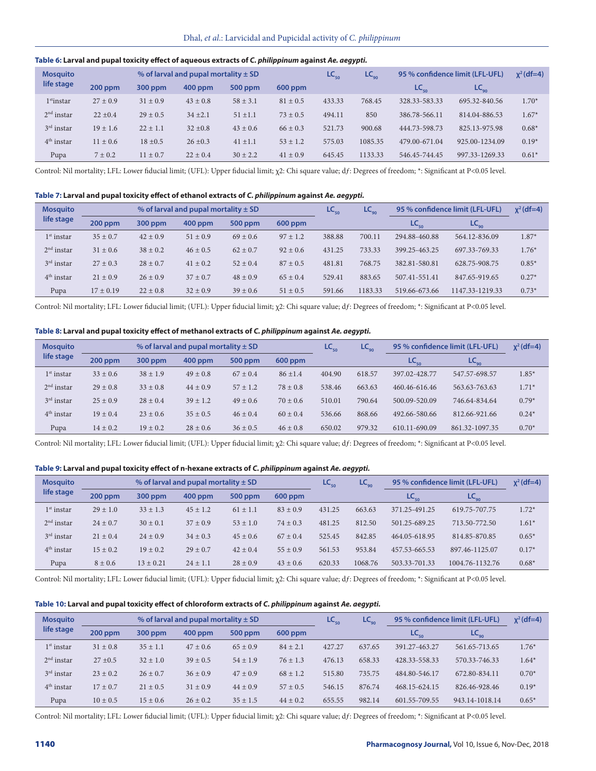**Table 6: Larval and pupal toxicity effect of aqueous extracts of *C. philippinum* against *Ae. aegypti*.**

| Mosquito life stage | % of larval and pupal mortality ± SD | | | | | $LC_{50}$ | $LC_{90}$ | 95 % confidence limit (LFL-UFL) | | $\chi^2$ (df=4) |
|---|---|---|---|---|---|---|---|---|---|---|
| | 200 ppm | 300 ppm | 400 ppm | 500 ppm | 600 ppm | | | $LC_{50}$ | $LC_{90}$ | |
| 1[st] instar | 27 ± 0.9 | 31 ± 0.9 | 43 ± 0.8 | 58 ± 3.1 | 81 ± 0.5 | 433.33 | 768.45 | 328.33-583.33 | 695.32-840.56 | 1.70* |
| 2[nd] instar | 22 ±0.4 | 29 ± 0.5 | 34 ±2.1 | 51 ±1.1 | 73 ± 0.5 | 494.11 | 850 | 386.78-566.11 | 814.04-886.53 | 1.67* |
| 3[rd] instar | 19 ± 1.6 | 22 ± 1.1 | 32 ±0.8 | 43 ± 0.6 | 66 ± 0.3 | 521.73 | 900.68 | 444.73-598.73 | 825.13-975.98 | 0.68* |
| 4[th] instar | 11 ± 0.6 | 18 ±0.5 | 26 ±0.3 | 41 ±1.1 | 53 ± 1.2 | 575.03 | 1085.35 | 479.00-671.04 | 925.00-1234.09 | 0.19* |
| Pupa | 7 ± 0.2 | 11 ± 0.7 | 22 ± 0.4 | 30 ± 2.2 | 41 ± 0.9 | 645.45 | 1133.33 | 546.45-744.45 | 997.33-1269.33 | 0.61* |

Control: Nil mortality; LFL: Lower fiducial limit; (UFL): Upper fiducial limit; χ2: Chi square value; d*f*: Degrees of freedom; *: Significant at P<0.05 level.

**Table 7: Larval and pupal toxicity effect of ethanol extracts of *C. philippinum* against *Ae. aegypti*.**

| Mosquito life stage | % of larval and pupal mortality ± SD | | | | | $LC_{50}$ | $LC_{90}$ | 95 % confidence limit (LFL-UFL) | | $\chi^2$ (df=4) |
|---|---|---|---|---|---|---|---|---|---|---|
| | 200 ppm | 300 ppm | 400 ppm | 500 ppm | 600 ppm | | | $LC_{50}$ | $LC_{90}$ | |
| 1[st] instar | 35 ± 0.7 | 42 ± 0.9 | 51 ± 0.9 | 69 ± 0.6 | 97 ± 1.2 | 388.88 | 700.11 | 294.88-460.88 | 564.12-836.09 | 1.87* |
| 2[nd] instar | 31 ± 0.6 | 38 ± 0.2 | 46 ± 0.5 | 62 ± 0.7 | 92 ± 0.6 | 431.25 | 733.33 | 399.25-463.25 | 697.33-769.33 | 1.76* |
| 3[rd] instar | 27 ± 0.3 | 28 ± 0.7 | 41 ± 0.2 | 52 ± 0.4 | 87 ± 0.5 | 481.81 | 768.75 | 382.81-580.81 | 628.75-908.75 | 0.85* |
| 4[th] instar | 21 ± 0.9 | 26 ± 0.9 | 37 ± 0.7 | 48 ± 0.9 | 65 ± 0.4 | 529.41 | 883.65 | 507.41-551.41 | 847.65-919.65 | 0.27* |
| Pupa | 17 ± 0.19 | 22 ± 0.8 | 32 ± 0.9 | 39 ± 0.6 | 51 ± 0.5 | 591.66 | 1183.33 | 519.66-673.66 | 1147.33-1219.33 | 0.73* |

Control: Nil mortality; LFL: Lower fiducial limit; (UFL): Upper fiducial limit; χ2: Chi square value; d*f*: Degrees of freedom; *: Significant at P<0.05 level.

**Table 8: Larval and pupal toxicity effect of methanol extracts of *C. philippinum* against *Ae. aegypti*.**

| Mosquito life stage | % of larval and pupal mortality ± SD | | | | | $LC_{50}$ | $LC_{90}$ | 95 % confidence limit (LFL-UFL) | | $\chi^2$ (df=4) |
|---|---|---|---|---|---|---|---|---|---|---|
| | 200 ppm | 300 ppm | 400 ppm | 500 ppm | 600 ppm | | | $LC_{50}$ | $LC_{90}$ | |
| 1[st] instar | 33 ± 0.6 | 38 ± 1.9 | 49 ± 0.8 | 67 ± 0.4 | 86 ±1.4 | 404.90 | 618.57 | 397.02-428.77 | 547.57-698.57 | 1.85* |
| 2[nd] instar | 29 ± 0.8 | 33 ± 0.8 | 44 ± 0.9 | 57 ± 1.2 | 78 ± 0.8 | 538.46 | 663.63 | 460.46-616.46 | 563.63-763.63 | 1.71* |
| 3[rd] instar | 25 ± 0.9 | 28 ± 0.4 | 39 ± 1.2 | 49 ± 0.6 | 70 ± 0.6 | 510.01 | 790.64 | 500.09-520.09 | 746.64-834.64 | 0.79* |
| 4[th] instar | 19 ± 0.4 | 23 ± 0.6 | 35 ± 0.5 | 46 ± 0.4 | 60 ± 0.4 | 536.66 | 868.66 | 492.66-580.66 | 812.66-921.66 | 0.24* |
| Pupa | 14 ± 0.2 | 19 ± 0.2 | 28 ± 0.6 | 36 ± 0.5 | 46 ± 0.8 | 650.02 | 979.32 | 610.11-690.09 | 861.32-1097.35 | 0.70* |

Control: Nil mortality; LFL: Lower fiducial limit; (UFL): Upper fiducial limit; χ2: Chi square value; d*f*: Degrees of freedom; *: Significant at P<0.05 level.

**Table 9: Larval and pupal toxicity effect of n-hexane extracts of *C. philippinum* against *Ae. aegypti*.**

| Mosquito life stage | % of larval and pupal mortality ± SD | | | | | $LC_{50}$ | $LC_{90}$ | 95 % confidence limit (LFL-UFL) | | $\chi^2$ (df=4) |
|---|---|---|---|---|---|---|---|---|---|---|
| | 200 ppm | 300 ppm | 400 ppm | 500 ppm | 600 ppm | | | $LC_{50}$ | $LC_{90}$ | |
| 1[st] instar | 29 ± 1.0 | 33 ± 1.3 | 45 ± 1.2 | 61 ± 1.1 | 83 ± 0.9 | 431.25 | 663.63 | 371.25-491.25 | 619.75-707.75 | 1.72* |
| 2[nd] instar | 24 ± 0.7 | 30 ± 0.1 | 37 ± 0.9 | 53 ± 1.0 | 74 ± 0.3 | 481.25 | 812.50 | 501.25-689.25 | 713.50-772.50 | 1.61* |
| 3[rd] instar | 21 ± 0.4 | 24 ± 0.9 | 34 ± 0.3 | 45 ± 0.6 | 67 ± 0.4 | 525.45 | 842.85 | 464.05-618.95 | 814.85-870.85 | 0.65* |
| 4[th] instar | 15 ± 0.2 | 19 ± 0.2 | 29 ± 0.7 | 42 ± 0.4 | 55 ± 0.9 | 561.53 | 953.84 | 457.53-665.53 | 897.46-1125.07 | 0.17* |
| Pupa | 8 ± 0.6 | 13 ± 0.21 | 24 ± 1.1 | 28 ± 0.9 | 43 ± 0.6 | 620.33 | 1068.76 | 503.33-701.33 | 1004.76-1132.76 | 0.68* |

Control: Nil mortality; LFL: Lower fiducial limit; (UFL): Upper fiducial limit; χ2: Chi square value; d*f*: Degrees of freedom; *: Significant at P<0.05 level.

**Table 10: Larval and pupal toxicity effect of chloroform extracts of *C. philippinum* against *Ae. aegypti*.**

| Mosquito life stage | % of larval and pupal mortality ± SD | | | | | $LC_{50}$ | $LC_{90}$ | 95 % confidence limit (LFL-UFL) | | $\chi^2$ (df=4) |
|---|---|---|---|---|---|---|---|---|---|---|
| | 200 ppm | 300 ppm | 400 ppm | 500 ppm | 600 ppm | | | $LC_{50}$ | $LC_{90}$ | |
| 1[st] instar | 31 ± 0.8 | 35 ± 1.1 | 47 ± 0.6 | 65 ± 0.9 | 84 ± 2.1 | 427.27 | 637.65 | 391.27-463.27 | 561.65-713.65 | 1.76* |
| 2[nd] instar | 27 ±0.5 | 32 ± 1.0 | 39 ± 0.5 | 54 ± 1.9 | 76 ± 1.3 | 476.13 | 658.33 | 428.33-558.33 | 570.33-746.33 | 1.64* |
| 3[rd] instar | 23 ± 0.2 | 26 ± 0.7 | 36 ± 0.9 | 47 ± 0.9 | 68 ± 1.2 | 515.80 | 735.75 | 484.80-546.17 | 672.80-834.11 | 0.70* |
| 4[th] instar | 17 ± 0.7 | 21 ± 0.5 | 31 ± 0.9 | 44 ± 0.9 | 57 ± 0.5 | 546.15 | 876.74 | 468.15-624.15 | 826.46-928.46 | 0.19* |
| Pupa | 10 ± 0.5 | 15 ± 0.6 | 26 ± 0.2 | 35 ± 1.5 | 44 ± 0.2 | 655.55 | 982.14 | 601.55-709.55 | 943.14-1018.14 | 0.65* |

Control: Nil mortality; LFL: Lower fiducial limit; (UFL): Upper fiducial limit; χ2: Chi square value; d*f*: Degrees of freedom; *: Significant at P<0.05 level.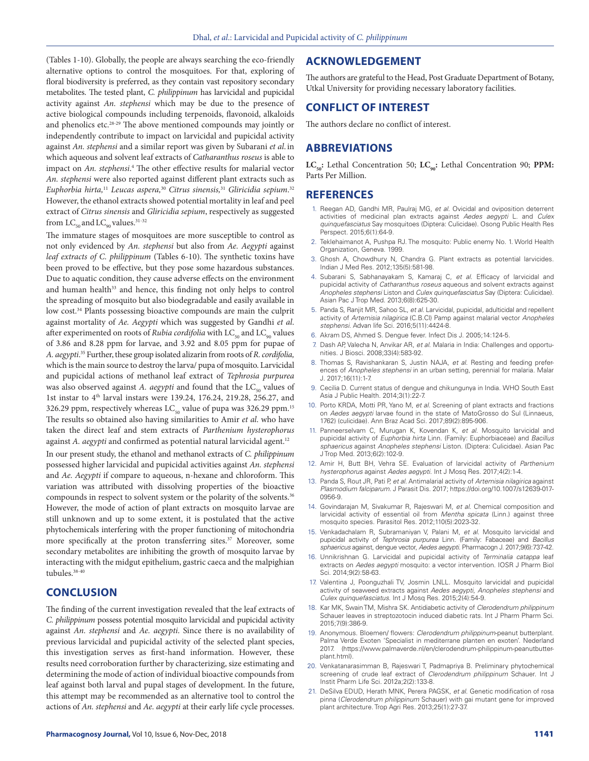(Tables 1-10). Globally, the people are always searching the eco-friendly alternative options to control the mosquitoes. For that, exploring of floral biodiversity is preferred, as they contain vast repository secondary metabolites. The tested plant, *C. philippinum* has larvicidal and pupicidal activity against *An. stephensi* which may be due to the presence of active biological compounds including terpenoids, flavonoid, alkaloids and phenolics etc.[28-29] The above mentioned compounds may jointly or independently contribute to impact on larvicidal and pupicidal activity against *An. stephensi* and a similar report was given by Subarani *et al.* in which aqueous and solvent leaf extracts of *Catharanthus roseus* is able to impact on *An. stephensi*.[4] The other effective results for malarial vector *An. stephensi* were also reported against different plant extracts such as *Euphorbia hirta*,[11] *Leucas aspera*,[30] *Citrus sinensis*,[31] *Gliricidia sepium*.[32] However, the ethanol extracts showed potential mortality in leaf and peel extract of *Citrus sinensis* and *Gliricidia sepium*, respectively as suggested from $LC_{50}$ and $LC_{90}$ values.[31-32]

The immature stages of mosquitoes are more susceptible to control as not only evidenced by *An. stephensi* but also from *Ae. Aegypti* against *leaf extracts of C. philippinum* (Tables 6-10). The synthetic toxins have been proved to be effective, but they pose some hazardous substances. Due to aquatic condition, they cause adverse effects on the environment and human health[33] and hence, this finding not only helps to control the spreading of mosquito but also biodegradable and easily available in low cost.[34] Plants possessing bioactive compounds are main the culprit against mortality of *Ae. Aegypti* which was suggested by Gandhi *et al.* after experimented on roots of *Rubia cordifolia* with $LC_{50}$ and $LC_{90}$ values of 3.86 and 8.28 ppm for larvae, and 3.92 and 8.05 ppm for pupae of *A. aegypti*.[35] Further, these group isolated alizarin from roots of *R. cordifolia*, which is the main source to destroy the larva/ pupa of mosquito. Larvicidal and pupicidal actions of methanol leaf extract of *Tephrosia purpurea* was also observed against *A. aegypti* and found that the $LC_{50}$ values of 1st instar to 4[th] larval instars were 139.24, 176.24, 219.28, 256.27, and 326.29 ppm, respectively whereas $LC_{50}$ value of pupa was 326.29 ppm.[15] The results so obtained also having similarities to Amir *et al.* who have taken the direct leaf and stem extracts of *Parthenium hysterophorus* against *A. aegypti* and confirmed as potential natural larvicidal agent.[12]

In our present study, the ethanol and methanol extracts of *C. philippinum* possessed higher larvicidal and pupicidal activities against *An. stephensi* and *Ae. Aegypti* if compare to aqueous, n-hexane and chloroform. This variation was attributed with dissolving properties of the bioactive compounds in respect to solvent system or the polarity of the solvents.[36] However, the mode of action of plant extracts on mosquito larvae are still unknown and up to some extent, it is postulated that the active phytochemicals interfering with the proper functioning of mitochondria more specifically at the proton transferring sites.[37] Moreover, some secondary metabolites are inhibiting the growth of mosquito larvae by interacting with the midgut epithelium, gastric caeca and the malpighian tubules.[38-40]

## CONCLUSION

The finding of the current investigation revealed that the leaf extracts of *C. philippinum* possess potential mosquito larvicidal and pupicidal activity against *An. stephensi* and *Ae. aegypti*. Since there is no availability of previous larvicidal and pupicidal activity of the selected plant species, this investigation serves as first-hand information. However, these results need corroboration further by characterizing, size estimating and determining the mode of action of individual bioactive compounds from leaf against both larval and pupal stages of development. In the future, this attempt may be recommended as an alternative tool to control the actions of *An. stephensi* and *Ae. aegypti* at their early life cycle processes.

## ACKNOWLEDGEMENT

The authors are grateful to the Head, Post Graduate Department of Botany, Utkal University for providing necessary laboratory facilities.

## CONFLICT OF INTEREST

The authors declare no conflict of interest.

## ABBREVIATIONS

**$LC_{50}$:** Lethal Concentration 50; **$LC_{90}$:** Lethal Concentration 90; **PPM:** Parts Per Million.

## REFERENCES

1. Reegan AD, Gandhi MR, Paulraj MG, *et al.* Ovicidal and oviposition deterrent activities of medicinal plan extracts against *Aedes aegypti* L. and *Culex quinquefasciatus* Say mosquitoes (Diptera: Culicidae). Osong Public Health Res Perspect. 2015;6(1):64-9.
2. Teklehaimanot A, Pushpa RJ. The mosquito: Public enemy No. 1. World Health Organization, Geneva. 1999.
3. Ghosh A, Chowdhury N, Chandra G. Plant extracts as potential larvicides. Indian J Med Res. 2012;135(5):581-98.
4. Subarani S, Sabhanayakam S, Kamaraj C, *et al.* Efficacy of larvicidal and pupicidal activity of *Catharanthus roseus* aqueous and solvent extracts against *Anopheles stephensi* Liston and *Culex quinquefasciatus* Say (Diptera: Culicidae). Asian Pac J Trop Med. 2013;6(8):625-30.
5. Panda S, Ranjit MR, Sahoo SL, *et al.* Larvicidal, pupicidal, adulticidal and repellent activity of *Artemisia nilagirica* (C.B.Cl) Pamp against malarial vector *Anopheles stephensi*. Advan life Sci. 2016;5(11):4424-8.
6. Akram DS, Ahmed S. Dengue fever. Infect Dis J. 2005;14:124-5.
7. Dash AP, Valecha N, Anvikar AR, *et al.* Malaria in India: Challenges and opportunities. J Biosci. 2008;33(4):583-92.
8. Thomas S, Ravishankaran S, Justin NAJA, *et al.* Resting and feeding preferences of *Anopheles stephensi* in an urban setting, perennial for malaria. Malar J. 2017;16(11):1-7.
9. Cecilia D. Current status of dengue and chikungunya in India. WHO South East Asia J Public Health. 2014;3(1):22-7.
10. Porto KRDA, Motti PR, Yano M, *et al.* Screening of plant extracts and fractions on *Aedes aegypti* larvae found in the state of MatoGrosso do Sul (Linnaeus, 1762) (culicidae). Ann Braz Acad Sci. 2017;89(2):895-906.
11. Panneerselvam C, Murugan K, Kovendan K, *et al.* Mosquito larvicidal and pupicidal activity of *Euphorbia hirta* Linn. (Family: Euphorbiaceae) and *Bacillus sphaericus* against *Anopheles stephensi* Liston. (Diptera: Culicidae). Asian Pac J Trop Med. 2013;6(2):102-9.
12. Amir H, Butt BH, Vehra SE. Evaluation of larvicidal activity of *Parthenium hysterophorus* against *Aedes aegypti*. Int J Mosq Res. 2017;4(2):1-4.
13. Panda S, Rout JR, Pati P, *et al.* Antimalarial activity of *Artemisia nilagirica* against *Plasmodium falciparum*. J Parasit Dis. 2017; https://doi.org/10.1007/s12639-017-0956-9.
14. Govindarajan M, Sivakumar R, Rajeswari M, *et al.* Chemical composition and larvicidal activity of essential oil from *Mentha spicata* (Linn.) against three mosquito species. Parasitol Res. 2012;110(5):2023-32.
15. Venkadachalam R, Subramaniyan V, Palani M, *et al.* Mosquito larvicidal and pupicidal activity of *Tephrosia purpurea* Linn. (Family: Fabaceae) and *Bacillus sphaericus* against, dengue vector, *Aedes aegypti*. Pharmacogn J. 2017;9(6):737-42.
16. Unnikrishnan G. Larvicidal and pupicidal activity of *Terminalia catappa* leaf extracts on *Aedes aegypti* mosquito: a vector intervention. IOSR J Pharm Biol Sci. 2014;9(2):58-63.
17. Valentina J, Poonguzhali TV, Josmin LNLL. Mosquito larvicidal and pupicidal activity of seaweed extracts against *Aedes aegypti*, *Anopheles stephensi* and *Culex quinquefasciatus*. Int J Mosq Res. 2015;2(4):54-9.
18. Kar MK, Swain TM, Mishra SK. Antidiabetic activity of *Clerodendrum philippinum* Schauer leaves in streptozotocin induced diabetic rats. Int J Pharm Pharm Sci. 2015;7(9):386-9.
19. Anonymous. Bloemen/ flowers: *Clerodendrum philippinum*-peanut butterplant. Palma Verde Exoten 'Specialist in mediterrane planten en exoten'. Nederland 2017. (https://www.palmaverde.nl/en/clerodendrum-philippinum-peanutbutter-plant.html).
20. Venkatanarasimman B, Rajeswari T, Padmapriya B. Preliminary phytochemical screening of crude leaf extract of *Clerodendrum philippinum* Schauer. Int J Instit Pharm Life Sci. 2012a;2(2):133-8.
21. DeSilva EDUD, Herath MNK, Perera PAGSK, *et al.* Genetic modification of rosa pinna (*Clerodendrum philippinum* Schauer) with gai mutant gene for improved plant architecture. Trop Agri Res. 2013;25(1):27-37.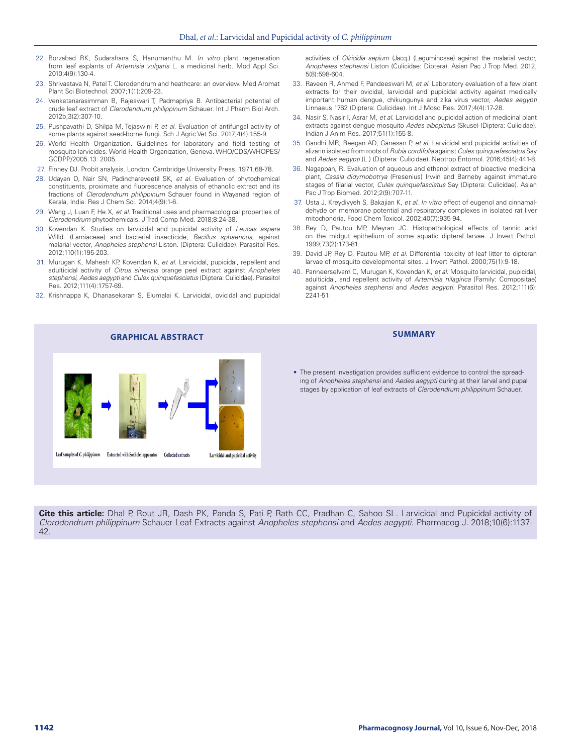22. Borzabad RK, Sudarshana S, Hanumanthu M. *In vitro* plant regeneration from leaf explants of *Artemisia vulgaris* L. a medicinal herb. Mod Appl Sci. 2010;4(9):130-4.
23. Shrivastava N, Patel T. Clerodendrum and heathcare: an overview. Med Aromat Plant Sci Biotechnol. 2007;1(1):209-23.
24. Venkatanarasimman B, Rajeswari T, Padmapriya B. Antibacterial potential of crude leaf extract of *Clerodendrum philippinum* Schauer. Int J Pharm Biol Arch. 2012b;3(2):307-10.
25. Pushpavathi D, Shilpa M, Tejaswini P, *et al.* Evaluation of antifungal activity of some plants against seed-borne fungi. Sch J Agric Vet Sci. 2017;4(4):155-9.
26. World Health Organization. Guidelines for laboratory and field testing of mosquito larvicides. World Health Organization, Geneva. WHO/CDS/WHOPES/GCDPP/2005.13. 2005.
27. Finney DJ. Probit analysis. London: Cambridge University Press. 1971;68-78.
28. Udayan D, Nair SN, Padinchareveetil SK, *et al.* Evaluation of phytochemical constituents, proximate and fluorescence analysis of ethanolic extract and its fractions of *Clerodendrum philippinum* Schauer found in Wayanad region of Kerala, India. Res J Chem Sci. 2014;4(9):1-6.
29. Wang J, Luan F, He X, *et al.* Traditional uses and pharmacological properties of *Clerodendrum* phytochemicals. J Trad Comp Med. 2018;8:24-38.
30. Kovendan K. Studies on larvicidal and pupicidal activity of *Leucas aspera* Willd. (Lamiaceae) and bacterial insecticide, *Bacillus sphaericus*, against malarial vector, *Anopheles stephensi* Liston. (Diptera: Culicidae). Parasitol Res. 2012;110(1):195-203.
31. Murugan K, Mahesh KP, Kovendan K, *et al.* Larvicidal, pupicidal, repellent and adulticidal activity of *Citrus sinensis* orange peel extract against *Anopheles stephensi*, *Aedes aegypti* and *Culex quinquefasciatus* (Diptera: Culicidae). Parasitol Res. 2012;111(4):1757-69.
32. Krishnappa K, Dhanasekaran S, Elumalai K. Larvicidal, ovicidal and pupicidal activities of *Gliricidia sepium* (Jacq.) (Leguminosae) against the malarial vector, *Anopheles stephensi* Liston (Culicidae: Diptera). Asian Pac J Trop Med. 2012;5(8):598-604.
33. Raveen R, Ahmed F, Pandeeswari M, *et al.* Laboratory evaluation of a few plant extracts for their ovicidal, larvicidal and pupicidal activity against medically important human dengue, chikungunya and zika virus vector, *Aedes aegypti* Linnaeus 1762 (Diptera: Culicidae). Int J Mosq Res. 2017;4(4):17-28.
34. Nasir S, Nasir I, Asrar M, *et al.* Larvicidal and pupicidal action of medicinal plant extracts against dengue mosquito *Aedes albopictus* (Skuse) (Diptera: Culicidae). Indian J Anim Res. 2017;51(1):155-8.
35. Gandhi MR, Reegan AD, Ganesan P, *et al.* Larvicidal and pupicidal activities of alizarin isolated from roots of *Rubia cordifolia* against *Culex quinquefasciatus* Say and *Aedes aegypti* (L.) (Diptera: Culicidae). Neotrop Entomol. 2016;45(4):441-8.
36. Nagappan, R. Evaluation of aqueous and ethanol extract of bioactive medicinal plant, *Cassia didymobotrya* (Fresenius) Irwin and Barneby against immature stages of filarial vector, *Culex quinquefasciatus* Say (Diptera: Culicidae). Asian Pac J Trop Biomed. 2012;2(9):707-11.
37. Usta J, Kreydiyyeh S, Bakajian K, *et al. In vitro* effect of eugenol and cinnamaldehyde on membrane potential and respiratory complexes in isolated rat liver mitochondria. Food Chem Toxicol. 2002;40(7):935-94.
38. Rey D, Pautou MP, Meyran JC. Histopathological effects of tannic acid on the midgut epithelium of some aquatic dipteral larvae. J Invert Pathol. 1999;73(2):173-81.
39. David JP, Rey D, Pautou MP, *et al.* Differential toxicity of leaf litter to dipteran larvae of mosquito developmental sites. J Invert Pathol. 2000;75(1):9-18.
40. Panneerselvam C, Murugan K, Kovendan K, *et al.* Mosquito larvicidal, pupicidal, adulticidal, and repellent activity of *Artemisia nilagirica* (Family: Compositae) against *Anopheles stephensi* and *Aedes aegypti*. Parasitol Res. 2012;111(6):2241-51.

**GRAPHICAL ABSTRACT**

Leaf samples of *C. philippinum*

Extracted with Soxhlet apparatus

Collected extracts

Larvicidal and pupicidal activity

**SUMMARY**

- The present investigation provides sufficient evidence to control the spreading of *Anopheles stephensi* and *Aedes aegypti* during at their larval and pupal stages by application of leaf extracts of *Clerodendrum philippinum* Schauer.

**Cite this article:** Dhal P, Rout JR, Dash PK, Panda S, Pati P, Rath CC, Pradhan C, Sahoo SL. Larvicidal and Pupicidal activity of *Clerodendrum philippinum* Schauer Leaf Extracts against *Anopheles stephensi* and *Aedes aegypti*. Pharmacog J. 2018;10(6):1137-42.